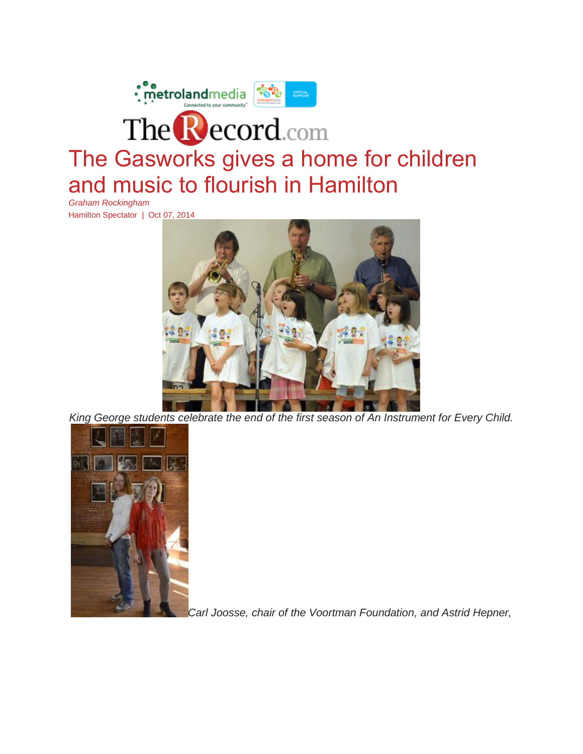# The Gasworks gives a home for children and music to flourish in Hamilton

*Graham Rockingham*

Hamilton Spectator | Oct 07, 2014

*King George students celebrate the end of the first season of An Instrument for Every Child.*

*Carl Joosse, chair of the Voortman Foundation, and Astrid Hepner,*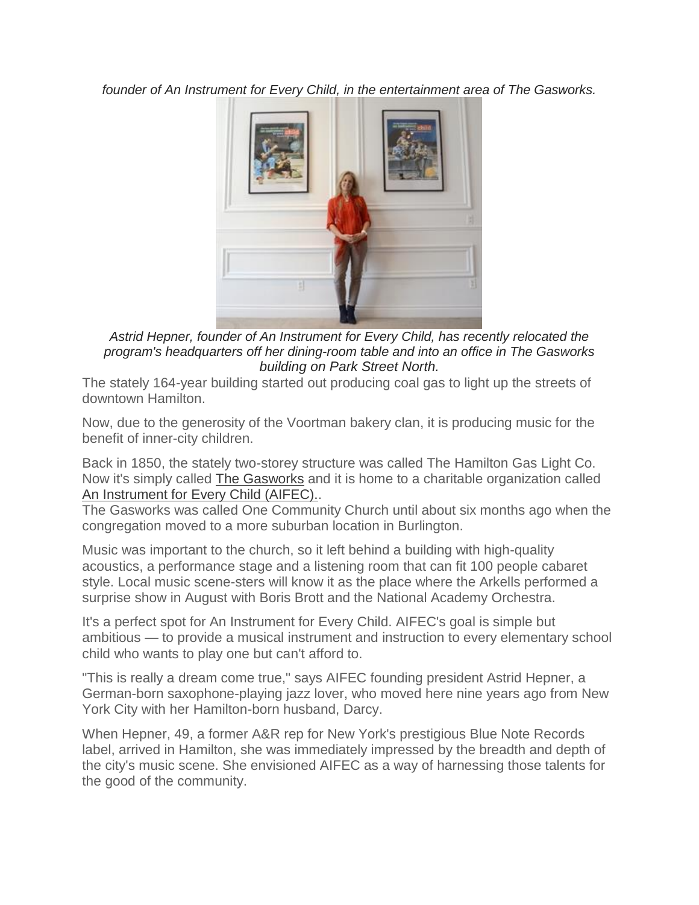*founder of An Instrument for Every Child, in the entertainment area of The Gasworks.*

*Astrid Hepner, founder of An Instrument for Every Child, has recently relocated the program's headquarters off her dining-room table and into an office in The Gasworks building on Park Street North.*

The stately 164-year building started out producing coal gas to light up the streets of downtown Hamilton.

Now, due to the generosity of the Voortman bakery clan, it is producing music for the benefit of inner-city children.

Back in 1850, the stately two-storey structure was called The Hamilton Gas Light Co. Now it's simply called The Gasworks and it is home to a charitable organization called An Instrument for Every Child (AIFEC)..

The Gasworks was called One Community Church until about six months ago when the congregation moved to a more suburban location in Burlington.

Music was important to the church, so it left behind a building with high-quality acoustics, a performance stage and a listening room that can fit 100 people cabaret style. Local music scene-sters will know it as the place where the Arkells performed a surprise show in August with Boris Brott and the National Academy Orchestra.

It's a perfect spot for An Instrument for Every Child. AIFEC's goal is simple but ambitious — to provide a musical instrument and instruction to every elementary school child who wants to play one but can't afford to.

"This is really a dream come true," says AIFEC founding president Astrid Hepner, a German-born saxophone-playing jazz lover, who moved here nine years ago from New York City with her Hamilton-born husband, Darcy.

When Hepner, 49, a former A&R rep for New York's prestigious Blue Note Records label, arrived in Hamilton, she was immediately impressed by the breadth and depth of the city's music scene. She envisioned AIFEC as a way of harnessing those talents for the good of the community.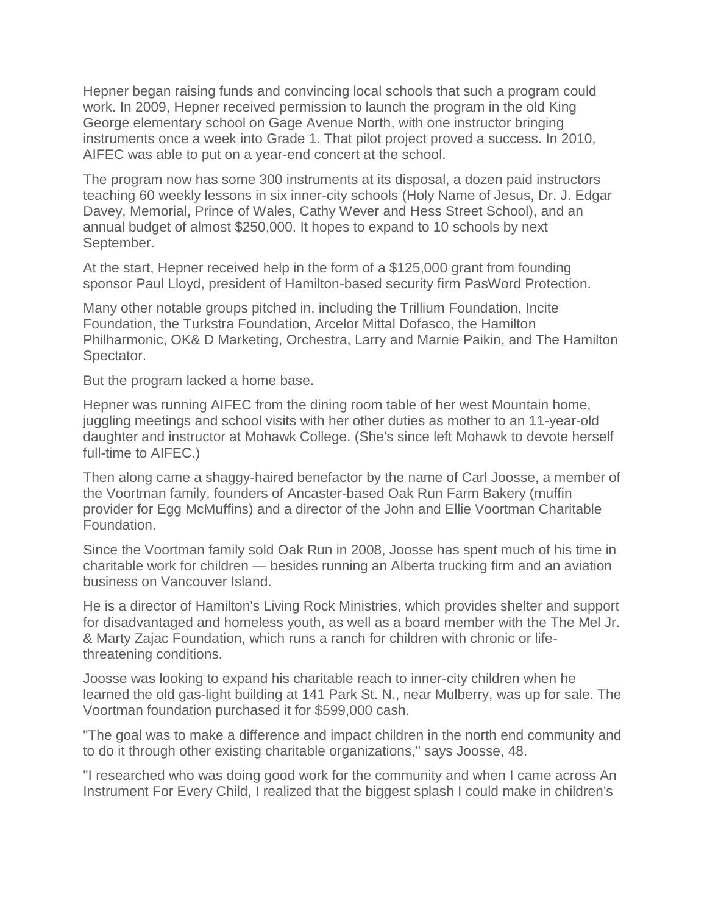Hepner began raising funds and convincing local schools that such a program could work. In 2009, Hepner received permission to launch the program in the old King George elementary school on Gage Avenue North, with one instructor bringing instruments once a week into Grade 1. That pilot project proved a success. In 2010, AIFEC was able to put on a year-end concert at the school.

The program now has some 300 instruments at its disposal, a dozen paid instructors teaching 60 weekly lessons in six inner-city schools (Holy Name of Jesus, Dr. J. Edgar Davey, Memorial, Prince of Wales, Cathy Wever and Hess Street School), and an annual budget of almost $250,000. It hopes to expand to 10 schools by next September.

At the start, Hepner received help in the form of a $125,000 grant from founding sponsor Paul Lloyd, president of Hamilton-based security firm PasWord Protection.

Many other notable groups pitched in, including the Trillium Foundation, Incite Foundation, the Turkstra Foundation, Arcelor Mittal Dofasco, the Hamilton Philharmonic, OK& D Marketing, Orchestra, Larry and Marnie Paikin, and The Hamilton Spectator.

But the program lacked a home base.

Hepner was running AIFEC from the dining room table of her west Mountain home, juggling meetings and school visits with her other duties as mother to an 11-year-old daughter and instructor at Mohawk College. (She's since left Mohawk to devote herself full-time to AIFEC.)

Then along came a shaggy-haired benefactor by the name of Carl Joosse, a member of the Voortman family, founders of Ancaster-based Oak Run Farm Bakery (muffin provider for Egg McMuffins) and a director of the John and Ellie Voortman Charitable Foundation.

Since the Voortman family sold Oak Run in 2008, Joosse has spent much of his time in charitable work for children — besides running an Alberta trucking firm and an aviation business on Vancouver Island.

He is a director of Hamilton's Living Rock Ministries, which provides shelter and support for disadvantaged and homeless youth, as well as a board member with the The Mel Jr. & Marty Zajac Foundation, which runs a ranch for children with chronic or life-threatening conditions.

Joosse was looking to expand his charitable reach to inner-city children when he learned the old gas-light building at 141 Park St. N., near Mulberry, was up for sale. The Voortman foundation purchased it for $599,000 cash.

"The goal was to make a difference and impact children in the north end community and to do it through other existing charitable organizations," says Joosse, 48.

"I researched who was doing good work for the community and when I came across An Instrument For Every Child, I realized that the biggest splash I could make in children's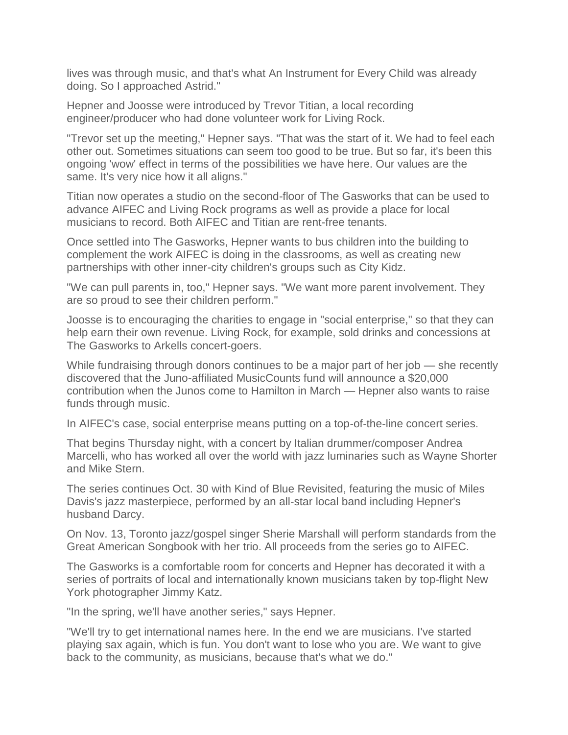lives was through music, and that's what An Instrument for Every Child was already doing. So I approached Astrid."

Hepner and Joosse were introduced by Trevor Titian, a local recording engineer/producer who had done volunteer work for Living Rock.

"Trevor set up the meeting," Hepner says. "That was the start of it. We had to feel each other out. Sometimes situations can seem too good to be true. But so far, it's been this ongoing 'wow' effect in terms of the possibilities we have here. Our values are the same. It's very nice how it all aligns."

Titian now operates a studio on the second-floor of The Gasworks that can be used to advance AIFEC and Living Rock programs as well as provide a place for local musicians to record. Both AIFEC and Titian are rent-free tenants.

Once settled into The Gasworks, Hepner wants to bus children into the building to complement the work AIFEC is doing in the classrooms, as well as creating new partnerships with other inner-city children's groups such as City Kidz.

"We can pull parents in, too," Hepner says. "We want more parent involvement. They are so proud to see their children perform."

Joosse is to encouraging the charities to engage in "social enterprise," so that they can help earn their own revenue. Living Rock, for example, sold drinks and concessions at The Gasworks to Arkells concert-goers.

While fundraising through donors continues to be a major part of her job — she recently discovered that the Juno-affiliated MusicCounts fund will announce a $20,000 contribution when the Junos come to Hamilton in March — Hepner also wants to raise funds through music.

In AIFEC's case, social enterprise means putting on a top-of-the-line concert series.

That begins Thursday night, with a concert by Italian drummer/composer Andrea Marcelli, who has worked all over the world with jazz luminaries such as Wayne Shorter and Mike Stern.

The series continues Oct. 30 with Kind of Blue Revisited, featuring the music of Miles Davis's jazz masterpiece, performed by an all-star local band including Hepner's husband Darcy.

On Nov. 13, Toronto jazz/gospel singer Sherie Marshall will perform standards from the Great American Songbook with her trio. All proceeds from the series go to AIFEC.

The Gasworks is a comfortable room for concerts and Hepner has decorated it with a series of portraits of local and internationally known musicians taken by top-flight New York photographer Jimmy Katz.

"In the spring, we'll have another series," says Hepner.

"We'll try to get international names here. In the end we are musicians. I've started playing sax again, which is fun. You don't want to lose who you are. We want to give back to the community, as musicians, because that's what we do."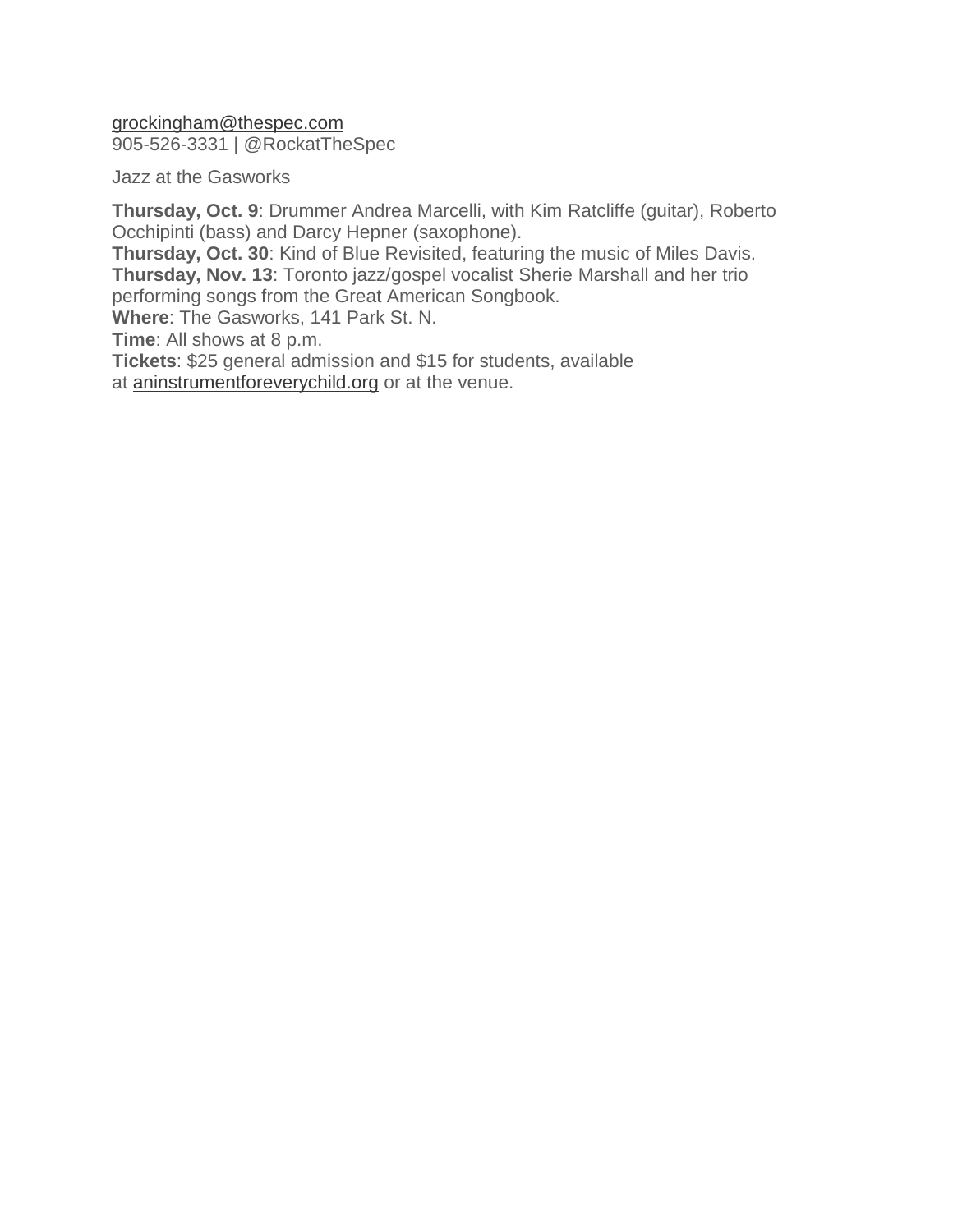grockingham@thespec.com
905-526-3331 | @RockatTheSpec

Jazz at the Gasworks

**Thursday, Oct. 9**: Drummer Andrea Marcelli, with Kim Ratcliffe (guitar), Roberto Occhipinti (bass) and Darcy Hepner (saxophone).
**Thursday, Oct. 30**: Kind of Blue Revisited, featuring the music of Miles Davis.
**Thursday, Nov. 13**: Toronto jazz/gospel vocalist Sherie Marshall and her trio performing songs from the Great American Songbook.
**Where**: The Gasworks, 141 Park St. N.
**Time**: All shows at 8 p.m.
**Tickets**: $25 general admission and $15 for students, available at aninstrumentforeverychild.org or at the venue.